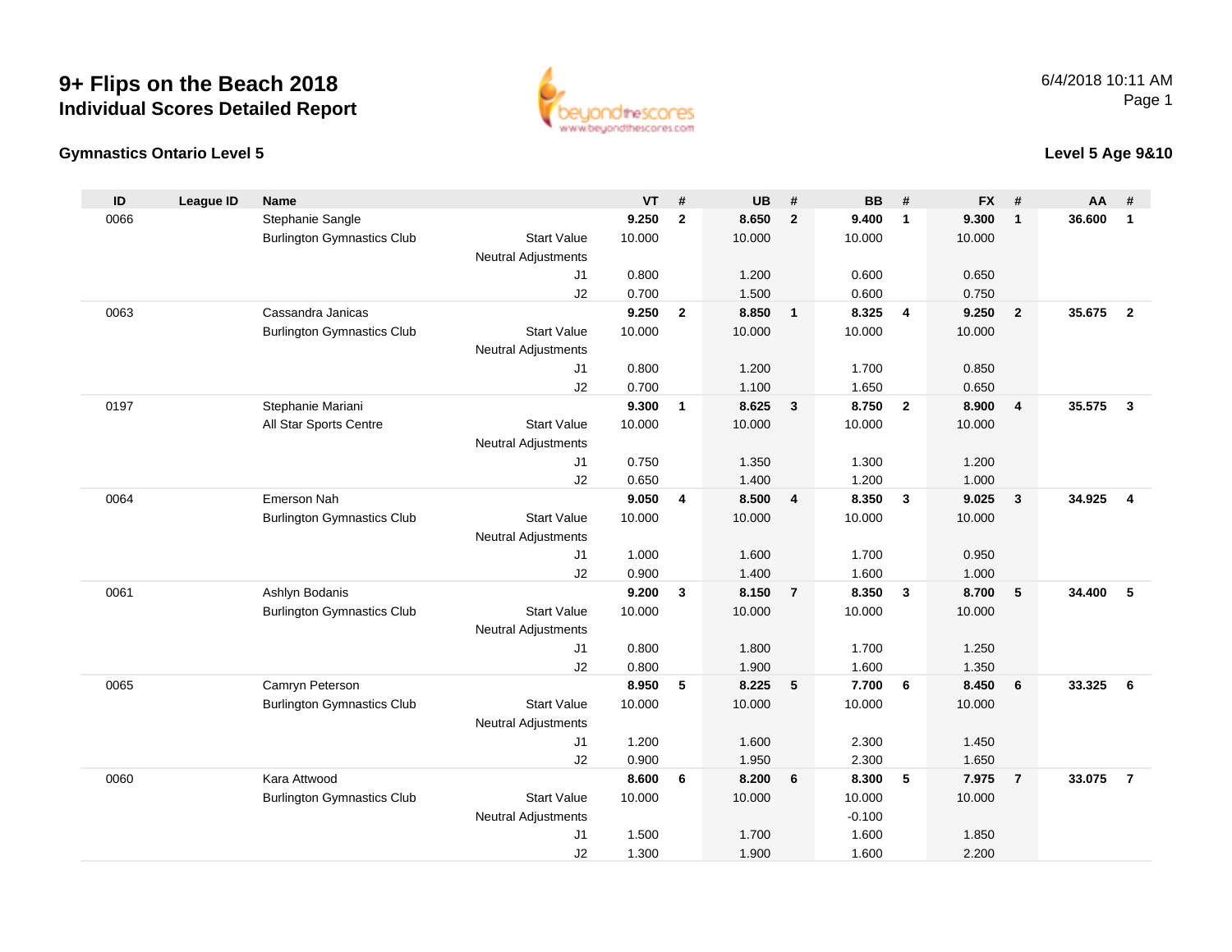# 9+ Flips on the Beach 2018

## Individual Scores Detailed Report

6/4/2018 10:11 AM

### Gymnastics Ontario Level 5

### Level 5 Age 9&10

| ID | League ID | Name | | VT | # | UB | # | BB | # | FX | # | AA | # |
|---|---|---|---|---|---|---|---|---|---|---|---|---|---|
| 0066 | | Stephanie Sangle | | **9.250** | **2** | **8.650** | **2** | **9.400** | **1** | **9.300** | **1** | **36.600** | **1** |
| | | Burlington Gymnastics Club | Start Value | 10.000 | | 10.000 | | 10.000 | | 10.000 | | | |
| | | | Neutral Adjustments | | | | | | | | | | |
| | | | J1 | 0.800 | | 1.200 | | 0.600 | | 0.650 | | | |
| | | | J2 | 0.700 | | 1.500 | | 0.600 | | 0.750 | | | |
| 0063 | | Cassandra Janicas | | **9.250** | **2** | **8.850** | **1** | **8.325** | **4** | **9.250** | **2** | **35.675** | **2** |
| | | Burlington Gymnastics Club | Start Value | 10.000 | | 10.000 | | 10.000 | | 10.000 | | | |
| | | | Neutral Adjustments | | | | | | | | | | |
| | | | J1 | 0.800 | | 1.200 | | 1.700 | | 0.850 | | | |
| | | | J2 | 0.700 | | 1.100 | | 1.650 | | 0.650 | | | |
| 0197 | | Stephanie Mariani | | **9.300** | **1** | **8.625** | **3** | **8.750** | **2** | **8.900** | **4** | **35.575** | **3** |
| | | All Star Sports Centre | Start Value | 10.000 | | 10.000 | | 10.000 | | 10.000 | | | |
| | | | Neutral Adjustments | | | | | | | | | | |
| | | | J1 | 0.750 | | 1.350 | | 1.300 | | 1.200 | | | |
| | | | J2 | 0.650 | | 1.400 | | 1.200 | | 1.000 | | | |
| 0064 | | Emerson Nah | | **9.050** | **4** | **8.500** | **4** | **8.350** | **3** | **9.025** | **3** | **34.925** | **4** |
| | | Burlington Gymnastics Club | Start Value | 10.000 | | 10.000 | | 10.000 | | 10.000 | | | |
| | | | Neutral Adjustments | | | | | | | | | | |
| | | | J1 | 1.000 | | 1.600 | | 1.700 | | 0.950 | | | |
| | | | J2 | 0.900 | | 1.400 | | 1.600 | | 1.000 | | | |
| 0061 | | Ashlyn Bodanis | | **9.200** | **3** | **8.150** | **7** | **8.350** | **3** | **8.700** | **5** | **34.400** | **5** |
| | | Burlington Gymnastics Club | Start Value | 10.000 | | 10.000 | | 10.000 | | 10.000 | | | |
| | | | Neutral Adjustments | | | | | | | | | | |
| | | | J1 | 0.800 | | 1.800 | | 1.700 | | 1.250 | | | |
| | | | J2 | 0.800 | | 1.900 | | 1.600 | | 1.350 | | | |
| 0065 | | Camryn Peterson | | **8.950** | **5** | **8.225** | **5** | **7.700** | **6** | **8.450** | **6** | **33.325** | **6** |
| | | Burlington Gymnastics Club | Start Value | 10.000 | | 10.000 | | 10.000 | | 10.000 | | | |
| | | | Neutral Adjustments | | | | | | | | | | |
| | | | J1 | 1.200 | | 1.600 | | 2.300 | | 1.450 | | | |
| | | | J2 | 0.900 | | 1.950 | | 2.300 | | 1.650 | | | |
| 0060 | | Kara Attwood | | **8.600** | **6** | **8.200** | **6** | **8.300** | **5** | **7.975** | **7** | **33.075** | **7** |
| | | Burlington Gymnastics Club | Start Value | 10.000 | | 10.000 | | 10.000 | | 10.000 | | | |
| | | | Neutral Adjustments | | | | | -0.100 | | | | | |
| | | | J1 | 1.500 | | 1.700 | | 1.600 | | 1.850 | | | |
| | | | J2 | 1.300 | | 1.900 | | 1.600 | | 2.200 | | | |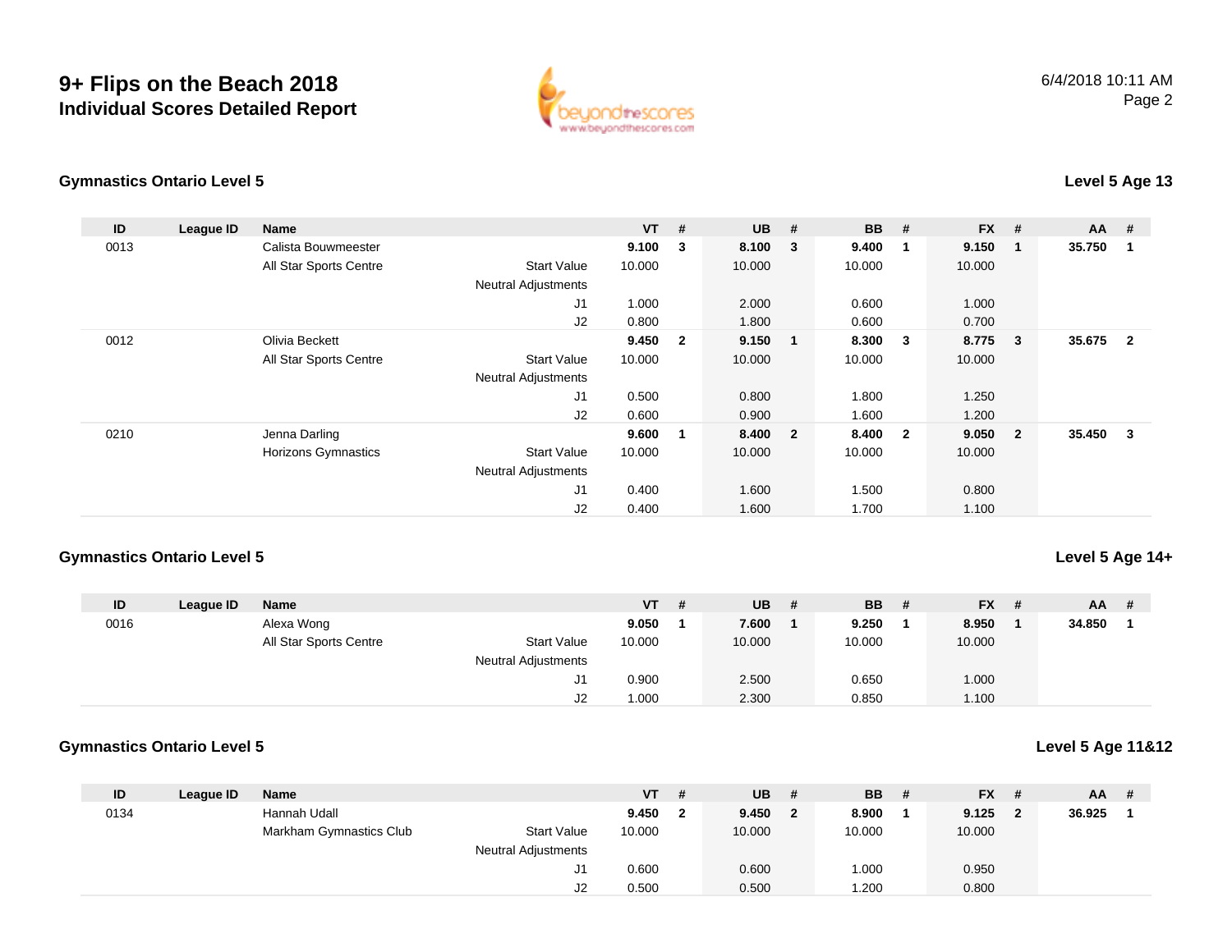# 9+ Flips on the Beach 2018
## Individual Scores Detailed Report

6/4/2018 10:11 AM

### Gymnastics Ontario Level 5

**Level 5 Age 13**

| ID | League ID | Name | | VT | # | UB | # | BB | # | FX | # | AA | # |
|---|---|---|---|---|---|---|---|---|---|---|---|---|---|
| 0013 | | Calista Bouwmeester | | **9.100** | **3** | **8.100** | **3** | **9.400** | **1** | **9.150** | **1** | **35.750** | **1** |
| | | All Star Sports Centre | Start Value | 10.000 | | 10.000 | | 10.000 | | 10.000 | | | |
| | | | Neutral Adjustments | | | | | | | | | | |
| | | | J1 | 1.000 | | 2.000 | | 0.600 | | 1.000 | | | |
| | | | J2 | 0.800 | | 1.800 | | 0.600 | | 0.700 | | | |
| 0012 | | Olivia Beckett | | **9.450** | **2** | **9.150** | **1** | **8.300** | **3** | **8.775** | **3** | **35.675** | **2** |
| | | All Star Sports Centre | Start Value | 10.000 | | 10.000 | | 10.000 | | 10.000 | | | |
| | | | Neutral Adjustments | | | | | | | | | | |
| | | | J1 | 0.500 | | 0.800 | | 1.800 | | 1.250 | | | |
| | | | J2 | 0.600 | | 0.900 | | 1.600 | | 1.200 | | | |
| 0210 | | Jenna Darling | | **9.600** | **1** | **8.400** | **2** | **8.400** | **2** | **9.050** | **2** | **35.450** | **3** |
| | | Horizons Gymnastics | Start Value | 10.000 | | 10.000 | | 10.000 | | 10.000 | | | |
| | | | Neutral Adjustments | | | | | | | | | | |
| | | | J1 | 0.400 | | 1.600 | | 1.500 | | 0.800 | | | |
| | | | J2 | 0.400 | | 1.600 | | 1.700 | | 1.100 | | | |

### Gymnastics Ontario Level 5

**Level 5 Age 14+**

| ID | League ID | Name | | VT | # | UB | # | BB | # | FX | # | AA | # |
|---|---|---|---|---|---|---|---|---|---|---|---|---|---|
| 0016 | | Alexa Wong | | **9.050** | **1** | **7.600** | **1** | **9.250** | **1** | **8.950** | **1** | **34.850** | **1** |
| | | All Star Sports Centre | Start Value | 10.000 | | 10.000 | | 10.000 | | 10.000 | | | |
| | | | Neutral Adjustments | | | | | | | | | | |
| | | | J1 | 0.900 | | 2.500 | | 0.650 | | 1.000 | | | |
| | | | J2 | 1.000 | | 2.300 | | 0.850 | | 1.100 | | | |

### Gymnastics Ontario Level 5

**Level 5 Age 11&12**

| ID | League ID | Name | | VT | # | UB | # | BB | # | FX | # | AA | # |
|---|---|---|---|---|---|---|---|---|---|---|---|---|---|
| 0134 | | Hannah Udall | | **9.450** | **2** | **9.450** | **2** | **8.900** | **1** | **9.125** | **2** | **36.925** | **1** |
| | | Markham Gymnastics Club | Start Value | 10.000 | | 10.000 | | 10.000 | | 10.000 | | | |
| | | | Neutral Adjustments | | | | | | | | | | |
| | | | J1 | 0.600 | | 0.600 | | 1.000 | | 0.950 | | | |
| | | | J2 | 0.500 | | 0.500 | | 1.200 | | 0.800 | | | |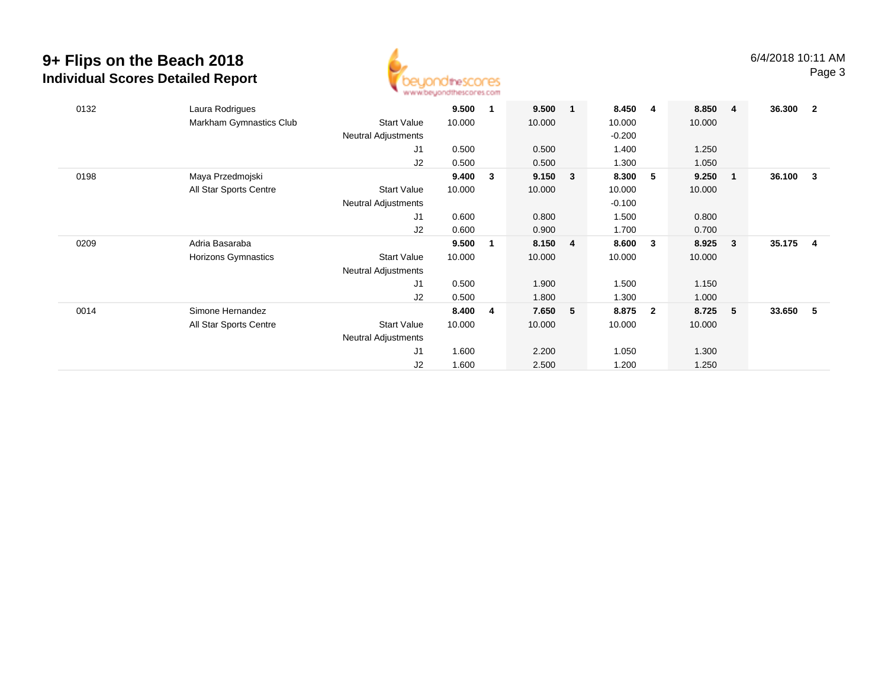# 9+ Flips on the Beach 2018

## Individual Scores Detailed Report

| | | | | | | | | | | | | |
|---|---|---|---|---|---|---|---|---|---|---|---|---|
| 0132 | Laura Rodrigues | | **9.500** | **1** | **9.500** | **1** | **8.450** | **4** | **8.850** | **4** | **36.300** | **2** |
| | Markham Gymnastics Club | Start Value | 10.000 | | 10.000 | | 10.000 | | 10.000 | | | |
| | | Neutral Adjustments | | | | | -0.200 | | | | | |
| | | J1 | 0.500 | | 0.500 | | 1.400 | | 1.250 | | | |
| | | J2 | 0.500 | | 0.500 | | 1.300 | | 1.050 | | | |
| 0198 | Maya Przedmojski | | **9.400** | **3** | **9.150** | **3** | **8.300** | **5** | **9.250** | **1** | **36.100** | **3** |
| | All Star Sports Centre | Start Value | 10.000 | | 10.000 | | 10.000 | | 10.000 | | | |
| | | Neutral Adjustments | | | | | -0.100 | | | | | |
| | | J1 | 0.600 | | 0.800 | | 1.500 | | 0.800 | | | |
| | | J2 | 0.600 | | 0.900 | | 1.700 | | 0.700 | | | |
| 0209 | Adria Basaraba | | **9.500** | **1** | **8.150** | **4** | **8.600** | **3** | **8.925** | **3** | **35.175** | **4** |
| | Horizons Gymnastics | Start Value | 10.000 | | 10.000 | | 10.000 | | 10.000 | | | |
| | | Neutral Adjustments | | | | | | | | | | |
| | | J1 | 0.500 | | 1.900 | | 1.500 | | 1.150 | | | |
| | | J2 | 0.500 | | 1.800 | | 1.300 | | 1.000 | | | |
| 0014 | Simone Hernandez | | **8.400** | **4** | **7.650** | **5** | **8.875** | **2** | **8.725** | **5** | **33.650** | **5** |
| | All Star Sports Centre | Start Value | 10.000 | | 10.000 | | 10.000 | | 10.000 | | | |
| | | Neutral Adjustments | | | | | | | | | | |
| | | J1 | 1.600 | | 2.200 | | 1.050 | | 1.300 | | | |
| | | J2 | 1.600 | | 2.500 | | 1.200 | | 1.250 | | | |